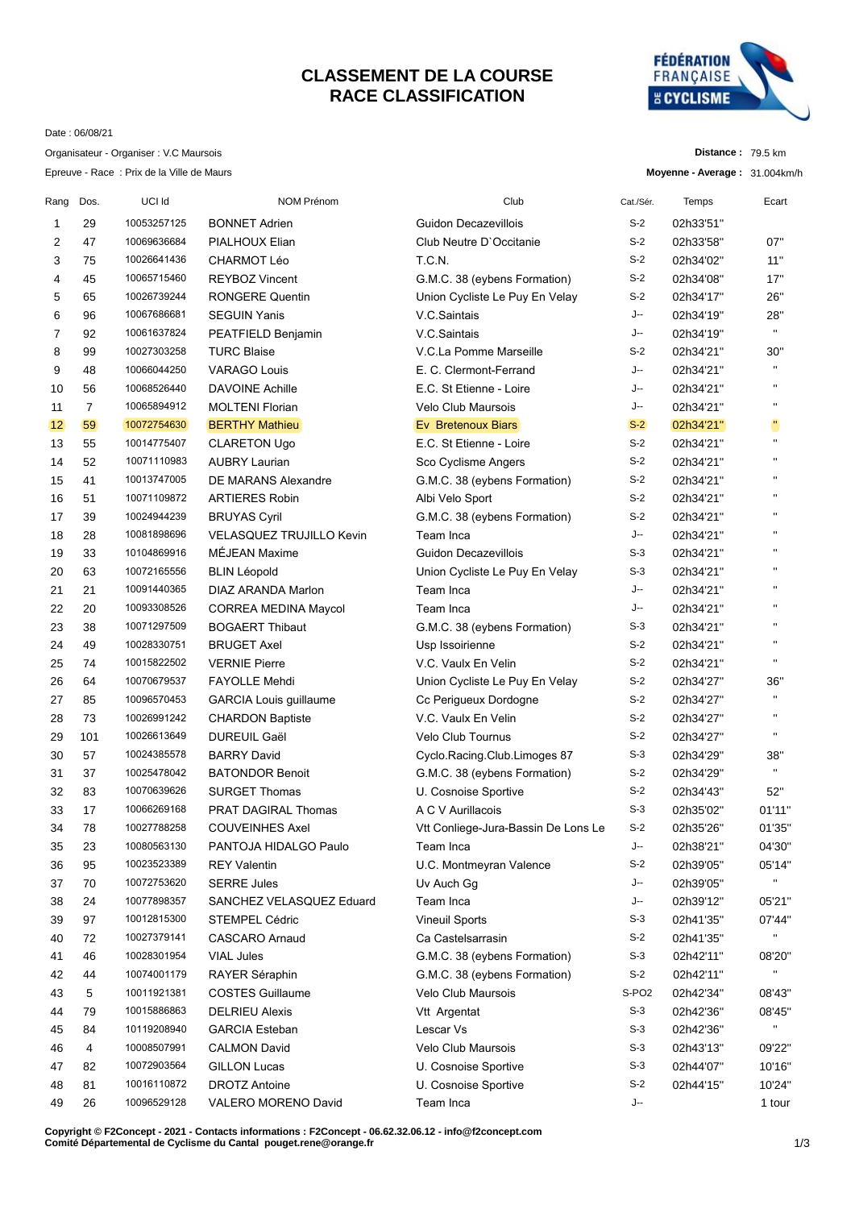# CLASSEMENT DE LA COURSE
# RACE CLASSIFICATION

Date : 06/08/21

Organisateur - Organiser : V.C Maursois

Epreuve - Race : Prix de la Ville de Maurs

**Distance :** 79.5 km

**Moyenne - Average :** 31.004km/h

| Rang | Dos. | UCI Id | NOM Prénom | Club | Cat./Sér. | Temps | Ecart |
|---|---|---|---|---|---|---|---|
| 1 | 29 | 10053257125 | BONNET Adrien | Guidon Decazevillois | S-2 | 02h33'51'' | |
| 2 | 47 | 10069636684 | PIALHOUX Elian | Club Neutre D`Occitanie | S-2 | 02h33'58'' | 07'' |
| 3 | 75 | 10026641436 | CHARMOT Léo | T.C.N. | S-2 | 02h34'02'' | 11'' |
| 4 | 45 | 10065715460 | REYBOZ Vincent | G.M.C. 38 (eybens Formation) | S-2 | 02h34'08'' | 17'' |
| 5 | 65 | 10026739244 | RONGERE Quentin | Union Cycliste Le Puy En Velay | S-2 | 02h34'17'' | 26'' |
| 6 | 96 | 10067686681 | SEGUIN Yanis | V.C.Saintais | J-- | 02h34'19'' | 28'' |
| 7 | 92 | 10061637824 | PEATFIELD Benjamin | V.C.Saintais | J-- | 02h34'19'' | '' |
| 8 | 99 | 10027303258 | TURC Blaise | V.C.La Pomme Marseille | S-2 | 02h34'21'' | 30'' |
| 9 | 48 | 10066044250 | VARAGO Louis | E. C. Clermont-Ferrand | J-- | 02h34'21'' | '' |
| 10 | 56 | 10068526440 | DAVOINE Achille | E.C. St Etienne - Loire | J-- | 02h34'21'' | '' |
| 11 | 7 | 10065894912 | MOLTENI Florian | Velo Club Maursois | J-- | 02h34'21'' | '' |
| 12 | 59 | 10072754630 | BERTHY Mathieu | Ev Bretenoux Biars | S-2 | 02h34'21'' | '' |
| 13 | 55 | 10014775407 | CLARETON Ugo | E.C. St Etienne - Loire | S-2 | 02h34'21'' | '' |
| 14 | 52 | 10071110983 | AUBRY Laurian | Sco Cyclisme Angers | S-2 | 02h34'21'' | '' |
| 15 | 41 | 10013747005 | DE MARANS Alexandre | G.M.C. 38 (eybens Formation) | S-2 | 02h34'21'' | '' |
| 16 | 51 | 10071109872 | ARTIERES Robin | Albi Velo Sport | S-2 | 02h34'21'' | '' |
| 17 | 39 | 10024944239 | BRUYAS Cyril | G.M.C. 38 (eybens Formation) | S-2 | 02h34'21'' | '' |
| 18 | 28 | 10081898696 | VELASQUEZ TRUJILLO Kevin | Team Inca | J-- | 02h34'21'' | '' |
| 19 | 33 | 10104869916 | MÉJEAN Maxime | Guidon Decazevillois | S-3 | 02h34'21'' | '' |
| 20 | 63 | 10072165556 | BLIN Léopold | Union Cycliste Le Puy En Velay | S-3 | 02h34'21'' | '' |
| 21 | 21 | 10091440365 | DIAZ ARANDA Marlon | Team Inca | J-- | 02h34'21'' | '' |
| 22 | 20 | 10093308526 | CORREA MEDINA Maycol | Team Inca | J-- | 02h34'21'' | '' |
| 23 | 38 | 10071297509 | BOGAERT Thibaut | G.M.C. 38 (eybens Formation) | S-3 | 02h34'21'' | '' |
| 24 | 49 | 10028330751 | BRUGET Axel | Usp Issoirienne | S-2 | 02h34'21'' | '' |
| 25 | 74 | 10015822502 | VERNIE Pierre | V.C. Vaulx En Velin | S-2 | 02h34'21'' | '' |
| 26 | 64 | 10070679537 | FAYOLLE Mehdi | Union Cycliste Le Puy En Velay | S-2 | 02h34'27'' | 36'' |
| 27 | 85 | 10096570453 | GARCIA Louis guillaume | Cc Perigueux Dordogne | S-2 | 02h34'27'' | '' |
| 28 | 73 | 10026991242 | CHARDON Baptiste | V.C. Vaulx En Velin | S-2 | 02h34'27'' | '' |
| 29 | 101 | 10026613649 | DUREUIL Gaël | Velo Club Tournus | S-2 | 02h34'27'' | '' |
| 30 | 57 | 10024385578 | BARRY David | Cyclo.Racing.Club.Limoges 87 | S-3 | 02h34'29'' | 38'' |
| 31 | 37 | 10025478042 | BATONDOR Benoit | G.M.C. 38 (eybens Formation) | S-2 | 02h34'29'' | '' |
| 32 | 83 | 10070639626 | SURGET Thomas | U. Cosnoise Sportive | S-2 | 02h34'43'' | 52'' |
| 33 | 17 | 10066269168 | PRAT DAGIRAL Thomas | A C V Aurillacois | S-3 | 02h35'02'' | 01'11'' |
| 34 | 78 | 10027788258 | COUVEINHES Axel | Vtt Conliege-Jura-Bassin De Lons Le | S-2 | 02h35'26'' | 01'35'' |
| 35 | 23 | 10080563130 | PANTOJA HIDALGO Paulo | Team Inca | J-- | 02h38'21'' | 04'30'' |
| 36 | 95 | 10023523389 | REY Valentin | U.C. Montmeyran Valence | S-2 | 02h39'05'' | 05'14'' |
| 37 | 70 | 10072753620 | SERRE Jules | Uv Auch Gg | J-- | 02h39'05'' | '' |
| 38 | 24 | 10077898357 | SANCHEZ VELASQUEZ Eduard | Team Inca | J-- | 02h39'12'' | 05'21'' |
| 39 | 97 | 10012815300 | STEMPEL Cédric | Vineuil Sports | S-3 | 02h41'35'' | 07'44'' |
| 40 | 72 | 10027379141 | CASCARO Arnaud | Ca Castelsarrasin | S-2 | 02h41'35'' | '' |
| 41 | 46 | 10028301954 | VIAL Jules | G.M.C. 38 (eybens Formation) | S-3 | 02h42'11'' | 08'20'' |
| 42 | 44 | 10074001179 | RAYER Séraphin | G.M.C. 38 (eybens Formation) | S-2 | 02h42'11'' | '' |
| 43 | 5 | 10011921381 | COSTES Guillaume | Velo Club Maursois | S-PO2 | 02h42'34'' | 08'43'' |
| 44 | 79 | 10015886863 | DELRIEU Alexis | Vtt Argentat | S-3 | 02h42'36'' | 08'45'' |
| 45 | 84 | 10119208940 | GARCIA Esteban | Lescar Vs | S-3 | 02h42'36'' | '' |
| 46 | 4 | 10008507991 | CALMON David | Velo Club Maursois | S-3 | 02h43'13'' | 09'22'' |
| 47 | 82 | 10072903564 | GILLON Lucas | U. Cosnoise Sportive | S-3 | 02h44'07'' | 10'16'' |
| 48 | 81 | 10016110872 | DROTZ Antoine | U. Cosnoise Sportive | S-2 | 02h44'15'' | 10'24'' |
| 49 | 26 | 10096529128 | VALERO MORENO David | Team Inca | J-- | | 1 tour |

**Copyright © F2Concept - 2021 - Contacts informations : F2Concept - 06.62.32.06.12 - info@f2concept.com**
**Comité Départemental de Cyclisme du Cantal pouget.rene@orange.fr**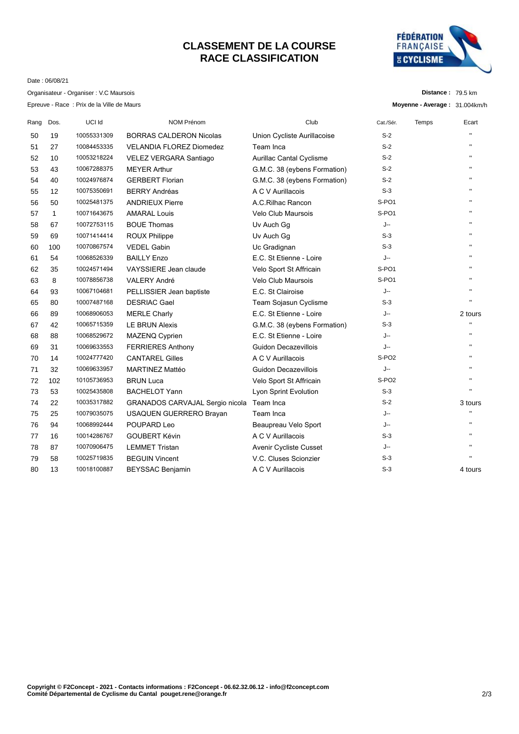# CLASSEMENT DE LA COURSE
# RACE CLASSIFICATION

Date : 06/08/21

Organisateur - Organiser : V.C Maursois

Epreuve - Race : Prix de la Ville de Maurs

**Distance :** 79.5 km

**Moyenne - Average :** 31.004km/h

| Rang | Dos. | UCI Id | NOM Prénom | Club | Cat./Sér. | Temps | Ecart |
|---|---|---|---|---|---|---|---|
| 50 | 19 | 10055331309 | BORRAS CALDERON Nicolas | Union Cycliste Aurillacoise | S-2 | | " |
| 51 | 27 | 10084453335 | VELANDIA FLOREZ Diomedez | Team Inca | S-2 | | " |
| 52 | 10 | 10053218224 | VELEZ VERGARA Santiago | Aurillac Cantal Cyclisme | S-2 | | " |
| 53 | 43 | 10067288375 | MEYER Arthur | G.M.C. 38 (eybens Formation) | S-2 | | " |
| 54 | 40 | 10024976874 | GERBERT Florian | G.M.C. 38 (eybens Formation) | S-2 | | " |
| 55 | 12 | 10075350691 | BERRY Andréas | A C V Aurillacois | S-3 | | " |
| 56 | 50 | 10025481375 | ANDRIEUX Pierre | A.C.Rilhac Rancon | S-PO1 | | " |
| 57 | 1 | 10071643675 | AMARAL Louis | Velo Club Maursois | S-PO1 | | " |
| 58 | 67 | 10072753115 | BOUE Thomas | Uv Auch Gg | J-- | | " |
| 59 | 69 | 10071414414 | ROUX Philippe | Uv Auch Gg | S-3 | | " |
| 60 | 100 | 10070867574 | VEDEL Gabin | Uc Gradignan | S-3 | | " |
| 61 | 54 | 10068526339 | BAILLY Enzo | E.C. St Etienne - Loire | J-- | | " |
| 62 | 35 | 10024571494 | VAYSSIERE Jean claude | Velo Sport St Affricain | S-PO1 | | " |
| 63 | 8 | 10078856738 | VALERY André | Velo Club Maursois | S-PO1 | | " |
| 64 | 93 | 10067104681 | PELLISSIER Jean baptiste | E.C. St Clairoise | J-- | | " |
| 65 | 80 | 10007487168 | DESRIAC Gael | Team Sojasun Cyclisme | S-3 | | " |
| 66 | 89 | 10068906053 | MERLE Charly | E.C. St Etienne - Loire | J-- | | 2 tours |
| 67 | 42 | 10065715359 | LE BRUN Alexis | G.M.C. 38 (eybens Formation) | S-3 | | " |
| 68 | 88 | 10068529672 | MAZENQ Cyprien | E.C. St Etienne - Loire | J-- | | " |
| 69 | 31 | 10069633553 | FERRIERES Anthony | Guidon Decazevillois | J-- | | " |
| 70 | 14 | 10024777420 | CANTAREL Gilles | A C V Aurillacois | S-PO2 | | " |
| 71 | 32 | 10069633957 | MARTINEZ Mattéo | Guidon Decazevillois | J-- | | " |
| 72 | 102 | 10105736953 | BRUN Luca | Velo Sport St Affricain | S-PO2 | | " |
| 73 | 53 | 10025435808 | BACHELOT Yann | Lyon Sprint Evolution | S-3 | | " |
| 74 | 22 | 10035317882 | GRANADOS CARVAJAL Sergio nicola | Team Inca | S-2 | | 3 tours |
| 75 | 25 | 10079035075 | USAQUEN GUERRERO Brayan | Team Inca | J-- | | " |
| 76 | 94 | 10068992444 | POUPARD Leo | Beaupreau Velo Sport | J-- | | " |
| 77 | 16 | 10014286767 | GOUBERT Kévin | A C V Aurillacois | S-3 | | " |
| 78 | 87 | 10070906475 | LEMMET Tristan | Avenir Cycliste Cusset | J-- | | " |
| 79 | 58 | 10025719835 | BEGUIN Vincent | V.C. Cluses Scionzier | S-3 | | " |
| 80 | 13 | 10018100887 | BEYSSAC Benjamin | A C V Aurillacois | S-3 | | 4 tours |

**Copyright © F2Concept - 2021 - Contacts informations : F2Concept - 06.62.32.06.12 - info@f2concept.com**
**Comité Départemental de Cyclisme du Cantal pouget.rene@orange.fr**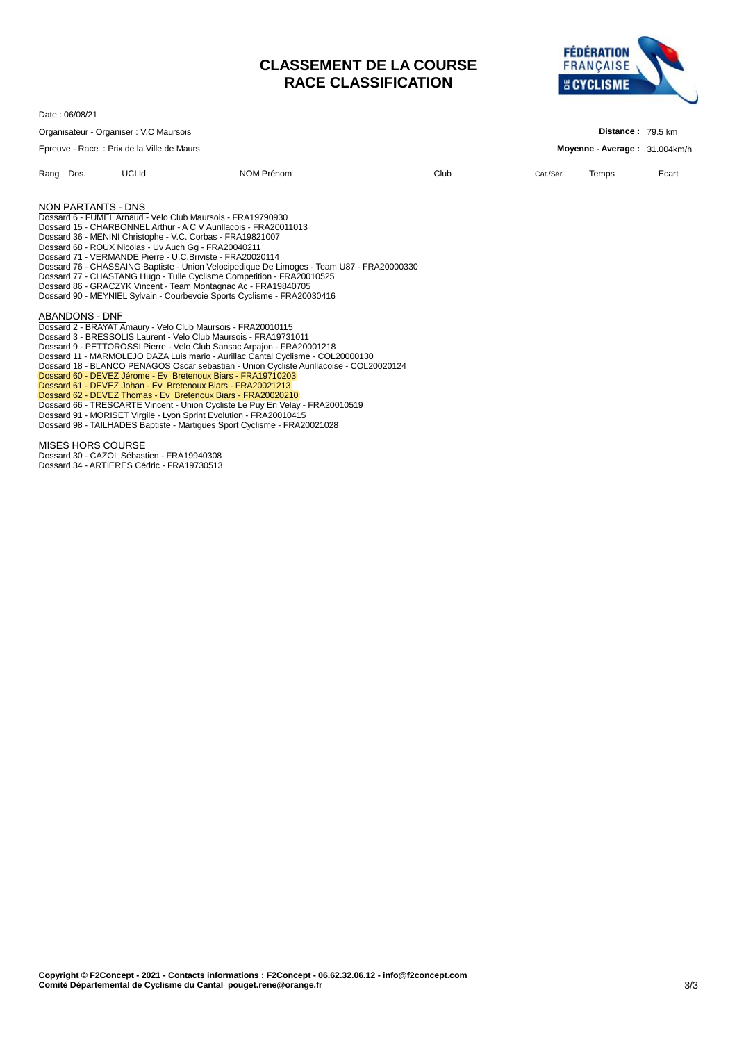# CLASSEMENT DE LA COURSE
# RACE CLASSIFICATION

Date : 06/08/21

Organisateur - Organiser : V.C Maursois

**Distance :** 79.5 km

Epreuve - Race : Prix de la Ville de Maurs

**Moyenne - Average :** 31.004km/h

| Rang | Dos. | UCI Id | NOM Prénom | Club | Cat./Sér. | Temps | Ecart |
|---|---|---|---|---|---|---|---|

## NON PARTANTS - DNS

Dossard 6 - FUMEL Arnaud - Velo Club Maursois - FRA19790930
Dossard 15 - CHARBONNEL Arthur - A C V Aurillacois - FRA20011013
Dossard 36 - MENINI Christophe - V.C. Corbas - FRA19821007
Dossard 68 - ROUX Nicolas - Uv Auch Gg - FRA20040211
Dossard 71 - VERMANDE Pierre - U.C.Briviste - FRA20020114
Dossard 76 - CHASSAING Baptiste - Union Velocipedique De Limoges - Team U87 - FRA20000330
Dossard 77 - CHASTANG Hugo - Tulle Cyclisme Competition - FRA20010525
Dossard 86 - GRACZYK Vincent - Team Montagnac Ac - FRA19840705
Dossard 90 - MEYNIEL Sylvain - Courbevoie Sports Cyclisme - FRA20030416

## ABANDONS - DNF

Dossard 2 - BRAYAT Amaury - Velo Club Maursois - FRA20010115
Dossard 3 - BRESSOLIS Laurent - Velo Club Maursois - FRA19731011
Dossard 9 - PETTOROSSI Pierre - Velo Club Sansac Arpajon - FRA20001218
Dossard 11 - MARMOLEJO DAZA Luis mario - Aurillac Cantal Cyclisme - COL20000130
Dossard 18 - BLANCO PENAGOS Oscar sebastian - Union Cycliste Aurillacoise - COL20020124
Dossard 60 - DEVEZ Jérome - Ev Bretenoux Biars - FRA19710203
Dossard 61 - DEVEZ Johan - Ev Bretenoux Biars - FRA20021213
Dossard 62 - DEVEZ Thomas - Ev Bretenoux Biars - FRA20020210
Dossard 66 - TRESCARTE Vincent - Union Cycliste Le Puy En Velay - FRA20010519
Dossard 91 - MORISET Virgile - Lyon Sprint Evolution - FRA20010415
Dossard 98 - TAILHADES Baptiste - Martigues Sport Cyclisme - FRA20021028

## MISES HORS COURSE

Dossard 30 - CAZOL Sébastien - FRA19940308
Dossard 34 - ARTIERES Cédric - FRA19730513

**Copyright © F2Concept - 2021 - Contacts informations : F2Concept - 06.62.32.06.12 - info@f2concept.com**
**Comité Départemental de Cyclisme du Cantal pouget.rene@orange.fr**